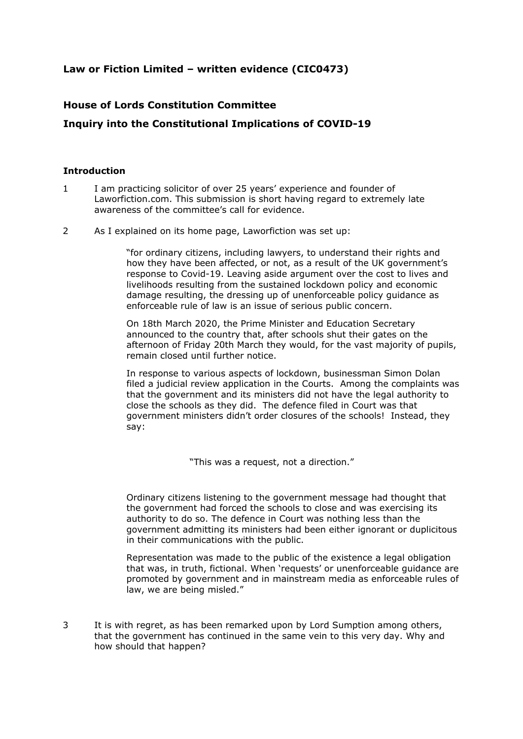**Law or Fiction Limited – written evidence (CIC0473)**

**House of Lords Constitution Committee**

**Inquiry into the Constitutional Implications of COVID-19**

**Introduction**

1 I am practicing solicitor of over 25 years' experience and founder of Laworfiction.com. This submission is short having regard to extremely late awareness of the committee's call for evidence.

2 As I explained on its home page, Laworfiction was set up:

> "for ordinary citizens, including lawyers, to understand their rights and how they have been affected, or not, as a result of the UK government's response to Covid-19. Leaving aside argument over the cost to lives and livelihoods resulting from the sustained lockdown policy and economic damage resulting, the dressing up of unenforceable policy guidance as enforceable rule of law is an issue of serious public concern.
>
> On 18th March 2020, the Prime Minister and Education Secretary announced to the country that, after schools shut their gates on the afternoon of Friday 20th March they would, for the vast majority of pupils, remain closed until further notice.
>
> In response to various aspects of lockdown, businessman Simon Dolan filed a judicial review application in the Courts. Among the complaints was that the government and its ministers did not have the legal authority to close the schools as they did. The defence filed in Court was that government ministers didn't order closures of the schools! Instead, they say:
>
> "This was a request, not a direction."
>
> Ordinary citizens listening to the government message had thought that the government had forced the schools to close and was exercising its authority to do so. The defence in Court was nothing less than the government admitting its ministers had been either ignorant or duplicitous in their communications with the public.
>
> Representation was made to the public of the existence a legal obligation that was, in truth, fictional. When 'requests' or unenforceable guidance are promoted by government and in mainstream media as enforceable rules of law, we are being misled."

3 It is with regret, as has been remarked upon by Lord Sumption among others, that the government has continued in the same vein to this very day. Why and how should that happen?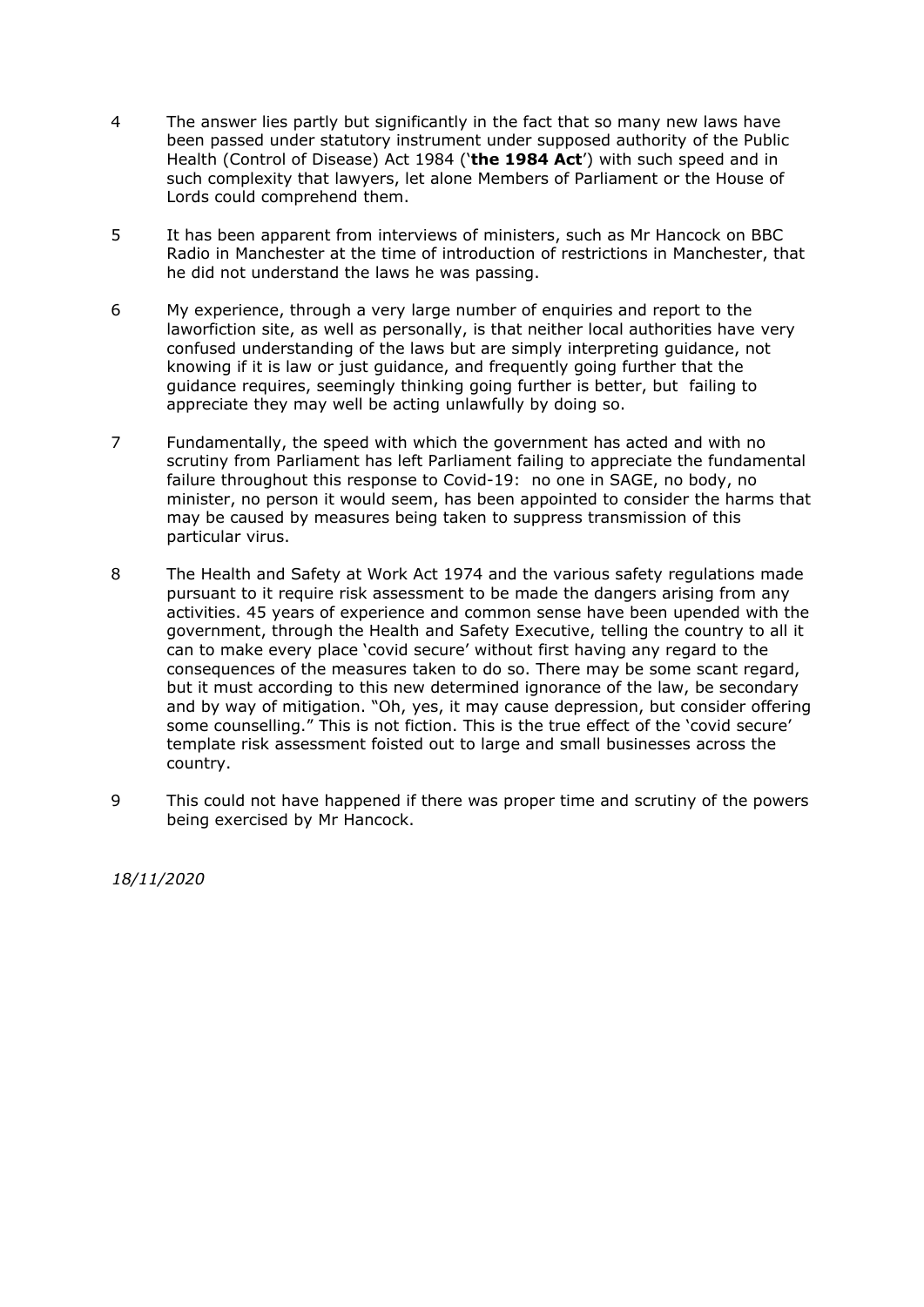4 The answer lies partly but significantly in the fact that so many new laws have been passed under statutory instrument under supposed authority of the Public Health (Control of Disease) Act 1984 ('**the 1984 Act**') with such speed and in such complexity that lawyers, let alone Members of Parliament or the House of Lords could comprehend them.

5 It has been apparent from interviews of ministers, such as Mr Hancock on BBC Radio in Manchester at the time of introduction of restrictions in Manchester, that he did not understand the laws he was passing.

6 My experience, through a very large number of enquiries and report to the laworfiction site, as well as personally, is that neither local authorities have very confused understanding of the laws but are simply interpreting guidance, not knowing if it is law or just guidance, and frequently going further that the guidance requires, seemingly thinking going further is better, but failing to appreciate they may well be acting unlawfully by doing so.

7 Fundamentally, the speed with which the government has acted and with no scrutiny from Parliament has left Parliament failing to appreciate the fundamental failure throughout this response to Covid-19: no one in SAGE, no body, no minister, no person it would seem, has been appointed to consider the harms that may be caused by measures being taken to suppress transmission of this particular virus.

8 The Health and Safety at Work Act 1974 and the various safety regulations made pursuant to it require risk assessment to be made the dangers arising from any activities. 45 years of experience and common sense have been upended with the government, through the Health and Safety Executive, telling the country to all it can to make every place 'covid secure' without first having any regard to the consequences of the measures taken to do so. There may be some scant regard, but it must according to this new determined ignorance of the law, be secondary and by way of mitigation. "Oh, yes, it may cause depression, but consider offering some counselling." This is not fiction. This is the true effect of the 'covid secure' template risk assessment foisted out to large and small businesses across the country.

9 This could not have happened if there was proper time and scrutiny of the powers being exercised by Mr Hancock.

*18/11/2020*